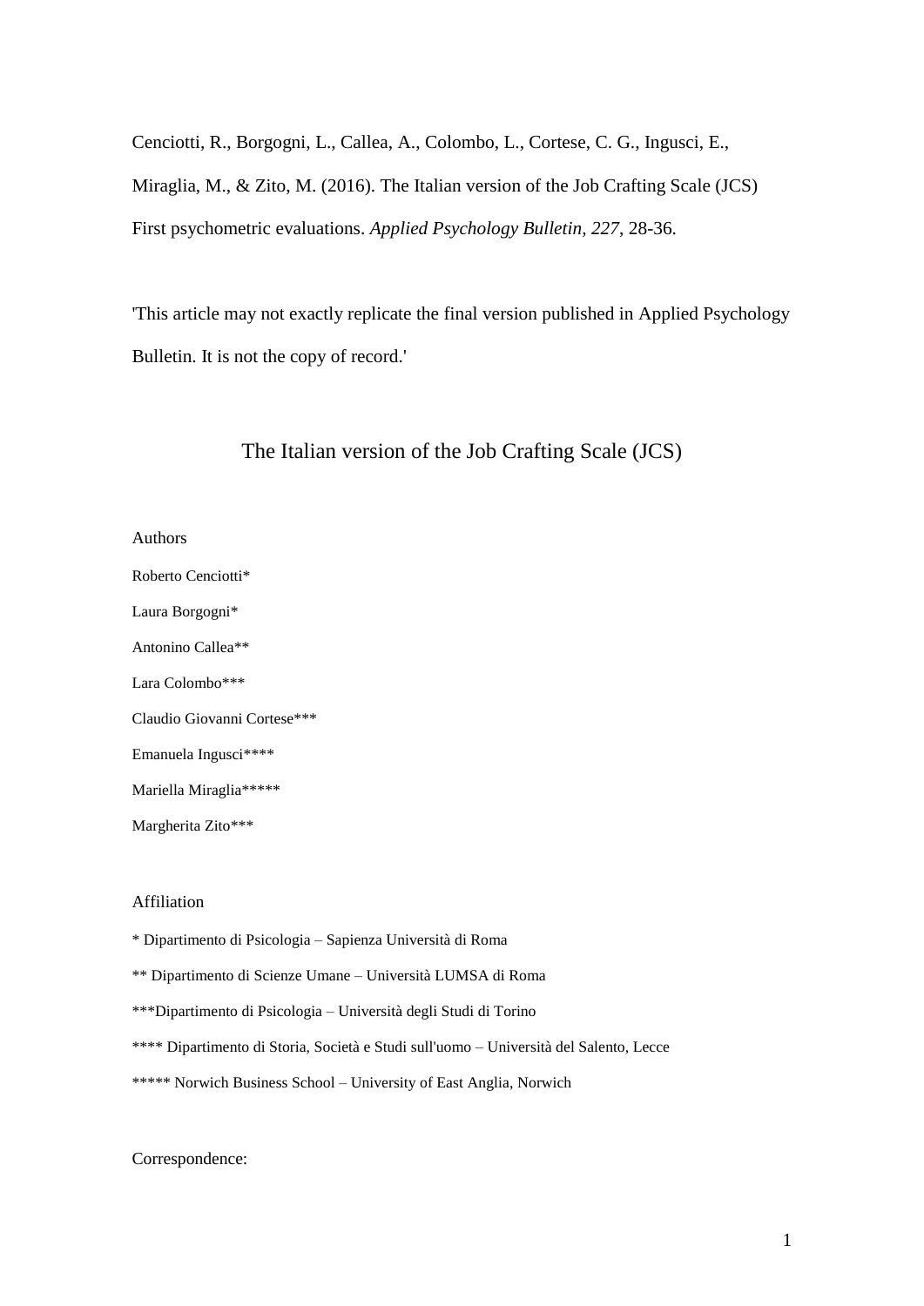Cenciotti, R., Borgogni, L., Callea, A., Colombo, L., Cortese, C. G., Ingusci, E., Miraglia, M., & Zito, M. (2016). The Italian version of the Job Crafting Scale (JCS) First psychometric evaluations. *Applied Psychology Bulletin, 227*, 28-36.

'This article may not exactly replicate the final version published in Applied Psychology Bulletin. It is not the copy of record.'

# The Italian version of the Job Crafting Scale (JCS)

Authors

Roberto Cenciotti*

Laura Borgogni*

Antonino Callea**

Lara Colombo***

Claudio Giovanni Cortese***

Emanuela Ingusci****

Mariella Miraglia*****

Margherita Zito***

Affiliation

* Dipartimento di Psicologia – Sapienza Università di Roma

** Dipartimento di Scienze Umane – Università LUMSA di Roma

***Dipartimento di Psicologia – Università degli Studi di Torino

**** Dipartimento di Storia, Società e Studi sull'uomo – Università del Salento, Lecce

***** Norwich Business School – University of East Anglia, Norwich

Correspondence: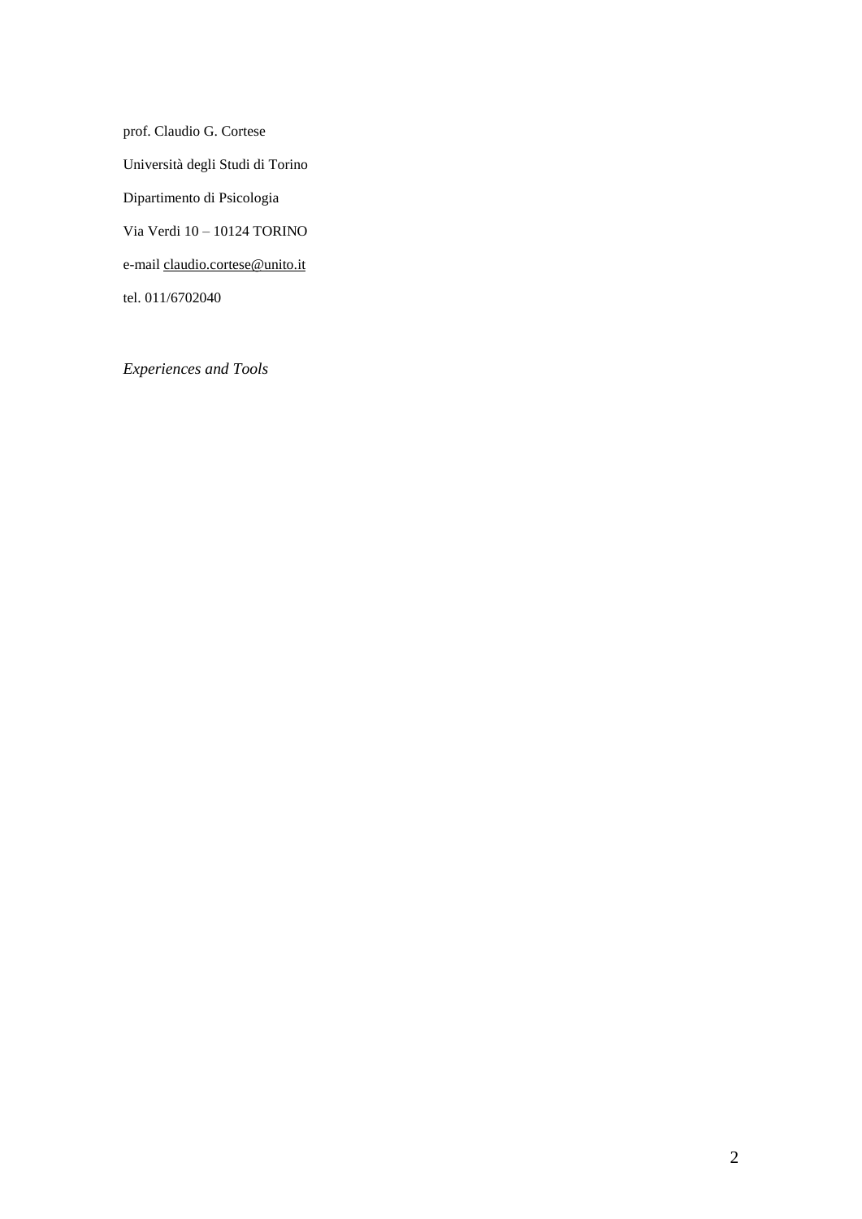prof. Claudio G. Cortese

Università degli Studi di Torino

Dipartimento di Psicologia

Via Verdi 10 – 10124 TORINO

e-mail claudio.cortese@unito.it

tel. 011/6702040

*Experiences and Tools*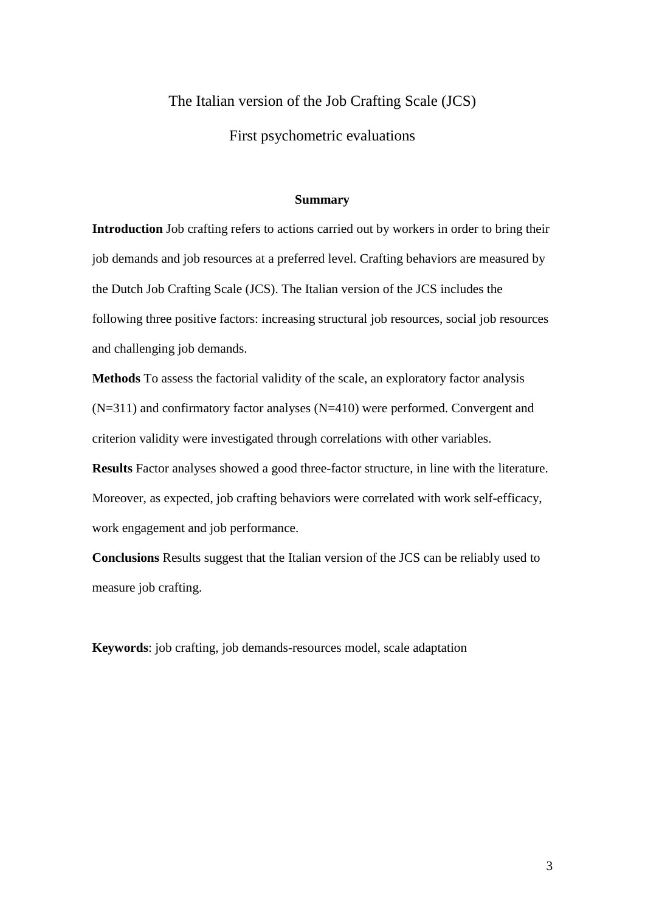# The Italian version of the Job Crafting Scale (JCS)

## First psychometric evaluations

**Summary**

**Introduction** Job crafting refers to actions carried out by workers in order to bring their job demands and job resources at a preferred level. Crafting behaviors are measured by the Dutch Job Crafting Scale (JCS). The Italian version of the JCS includes the following three positive factors: increasing structural job resources, social job resources and challenging job demands.

**Methods** To assess the factorial validity of the scale, an exploratory factor analysis (N=311) and confirmatory factor analyses (N=410) were performed. Convergent and criterion validity were investigated through correlations with other variables.

**Results** Factor analyses showed a good three-factor structure, in line with the literature. Moreover, as expected, job crafting behaviors were correlated with work self-efficacy, work engagement and job performance.

**Conclusions** Results suggest that the Italian version of the JCS can be reliably used to measure job crafting.

**Keywords**: job crafting, job demands-resources model, scale adaptation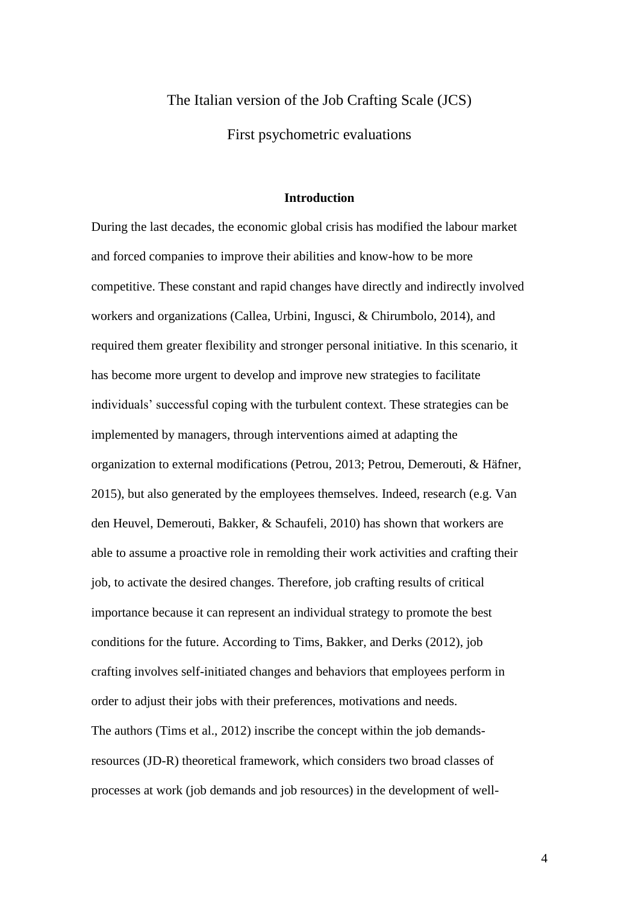The Italian version of the Job Crafting Scale (JCS)

First psychometric evaluations

## Introduction

During the last decades, the economic global crisis has modified the labour market and forced companies to improve their abilities and know-how to be more competitive. These constant and rapid changes have directly and indirectly involved workers and organizations (Callea, Urbini, Ingusci, & Chirumbolo, 2014), and required them greater flexibility and stronger personal initiative. In this scenario, it has become more urgent to develop and improve new strategies to facilitate individuals' successful coping with the turbulent context. These strategies can be implemented by managers, through interventions aimed at adapting the organization to external modifications (Petrou, 2013; Petrou, Demerouti, & Häfner, 2015), but also generated by the employees themselves. Indeed, research (e.g. Van den Heuvel, Demerouti, Bakker, & Schaufeli, 2010) has shown that workers are able to assume a proactive role in remolding their work activities and crafting their job, to activate the desired changes. Therefore, job crafting results of critical importance because it can represent an individual strategy to promote the best conditions for the future. According to Tims, Bakker, and Derks (2012), job crafting involves self-initiated changes and behaviors that employees perform in order to adjust their jobs with their preferences, motivations and needs.

The authors (Tims et al., 2012) inscribe the concept within the job demands-resources (JD-R) theoretical framework, which considers two broad classes of processes at work (job demands and job resources) in the development of well-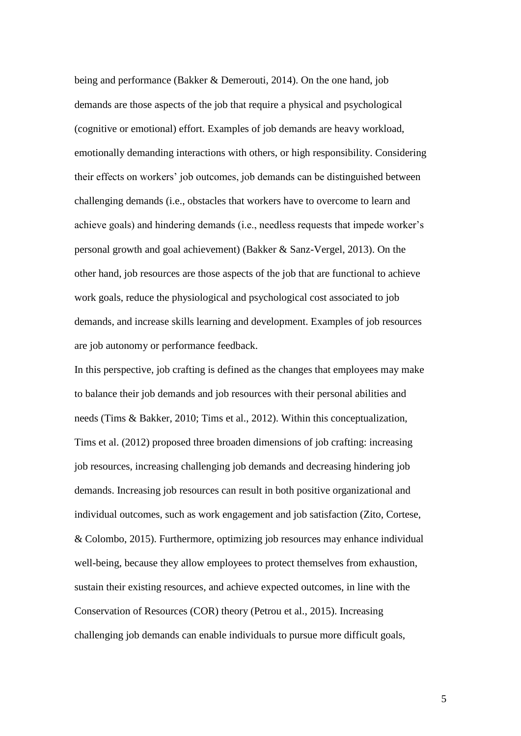being and performance (Bakker & Demerouti, 2014). On the one hand, job demands are those aspects of the job that require a physical and psychological (cognitive or emotional) effort. Examples of job demands are heavy workload, emotionally demanding interactions with others, or high responsibility. Considering their effects on workers' job outcomes, job demands can be distinguished between challenging demands (i.e., obstacles that workers have to overcome to learn and achieve goals) and hindering demands (i.e., needless requests that impede worker's personal growth and goal achievement) (Bakker & Sanz-Vergel, 2013). On the other hand, job resources are those aspects of the job that are functional to achieve work goals, reduce the physiological and psychological cost associated to job demands, and increase skills learning and development. Examples of job resources are job autonomy or performance feedback.

In this perspective, job crafting is defined as the changes that employees may make to balance their job demands and job resources with their personal abilities and needs (Tims & Bakker, 2010; Tims et al., 2012). Within this conceptualization, Tims et al. (2012) proposed three broaden dimensions of job crafting: increasing job resources, increasing challenging job demands and decreasing hindering job demands. Increasing job resources can result in both positive organizational and individual outcomes, such as work engagement and job satisfaction (Zito, Cortese, & Colombo, 2015). Furthermore, optimizing job resources may enhance individual well-being, because they allow employees to protect themselves from exhaustion, sustain their existing resources, and achieve expected outcomes, in line with the Conservation of Resources (COR) theory (Petrou et al., 2015). Increasing challenging job demands can enable individuals to pursue more difficult goals,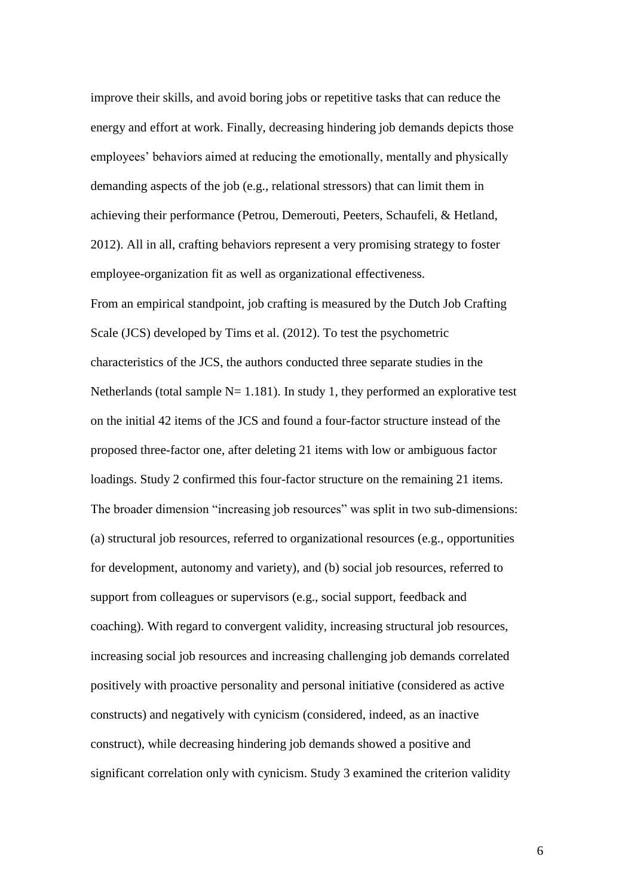improve their skills, and avoid boring jobs or repetitive tasks that can reduce the energy and effort at work. Finally, decreasing hindering job demands depicts those employees' behaviors aimed at reducing the emotionally, mentally and physically demanding aspects of the job (e.g., relational stressors) that can limit them in achieving their performance (Petrou, Demerouti, Peeters, Schaufeli, & Hetland, 2012). All in all, crafting behaviors represent a very promising strategy to foster employee-organization fit as well as organizational effectiveness.

From an empirical standpoint, job crafting is measured by the Dutch Job Crafting Scale (JCS) developed by Tims et al. (2012). To test the psychometric characteristics of the JCS, the authors conducted three separate studies in the Netherlands (total sample N= 1.181). In study 1, they performed an explorative test on the initial 42 items of the JCS and found a four-factor structure instead of the proposed three-factor one, after deleting 21 items with low or ambiguous factor loadings. Study 2 confirmed this four-factor structure on the remaining 21 items. The broader dimension "increasing job resources" was split in two sub-dimensions: (a) structural job resources, referred to organizational resources (e.g., opportunities for development, autonomy and variety), and (b) social job resources, referred to support from colleagues or supervisors (e.g., social support, feedback and coaching). With regard to convergent validity, increasing structural job resources, increasing social job resources and increasing challenging job demands correlated positively with proactive personality and personal initiative (considered as active constructs) and negatively with cynicism (considered, indeed, as an inactive construct), while decreasing hindering job demands showed a positive and significant correlation only with cynicism. Study 3 examined the criterion validity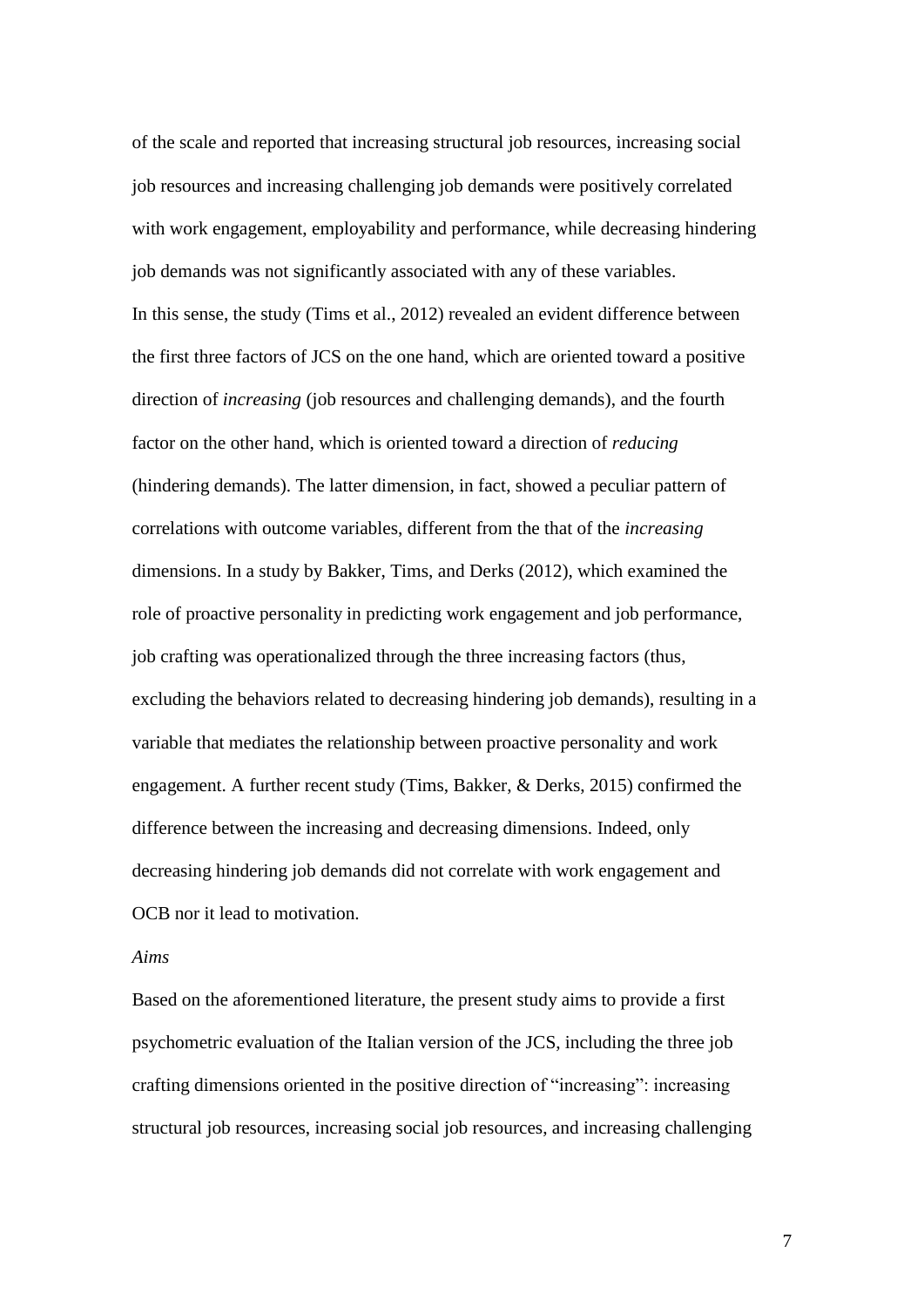of the scale and reported that increasing structural job resources, increasing social job resources and increasing challenging job demands were positively correlated with work engagement, employability and performance, while decreasing hindering job demands was not significantly associated with any of these variables.

In this sense, the study (Tims et al., 2012) revealed an evident difference between the first three factors of JCS on the one hand, which are oriented toward a positive direction of *increasing* (job resources and challenging demands), and the fourth factor on the other hand, which is oriented toward a direction of *reducing* (hindering demands). The latter dimension, in fact, showed a peculiar pattern of correlations with outcome variables, different from the that of the *increasing* dimensions. In a study by Bakker, Tims, and Derks (2012), which examined the role of proactive personality in predicting work engagement and job performance, job crafting was operationalized through the three increasing factors (thus, excluding the behaviors related to decreasing hindering job demands), resulting in a variable that mediates the relationship between proactive personality and work engagement. A further recent study (Tims, Bakker, & Derks, 2015) confirmed the difference between the increasing and decreasing dimensions. Indeed, only decreasing hindering job demands did not correlate with work engagement and OCB nor it lead to motivation.

*Aims*

Based on the aforementioned literature, the present study aims to provide a first psychometric evaluation of the Italian version of the JCS, including the three job crafting dimensions oriented in the positive direction of "increasing": increasing structural job resources, increasing social job resources, and increasing challenging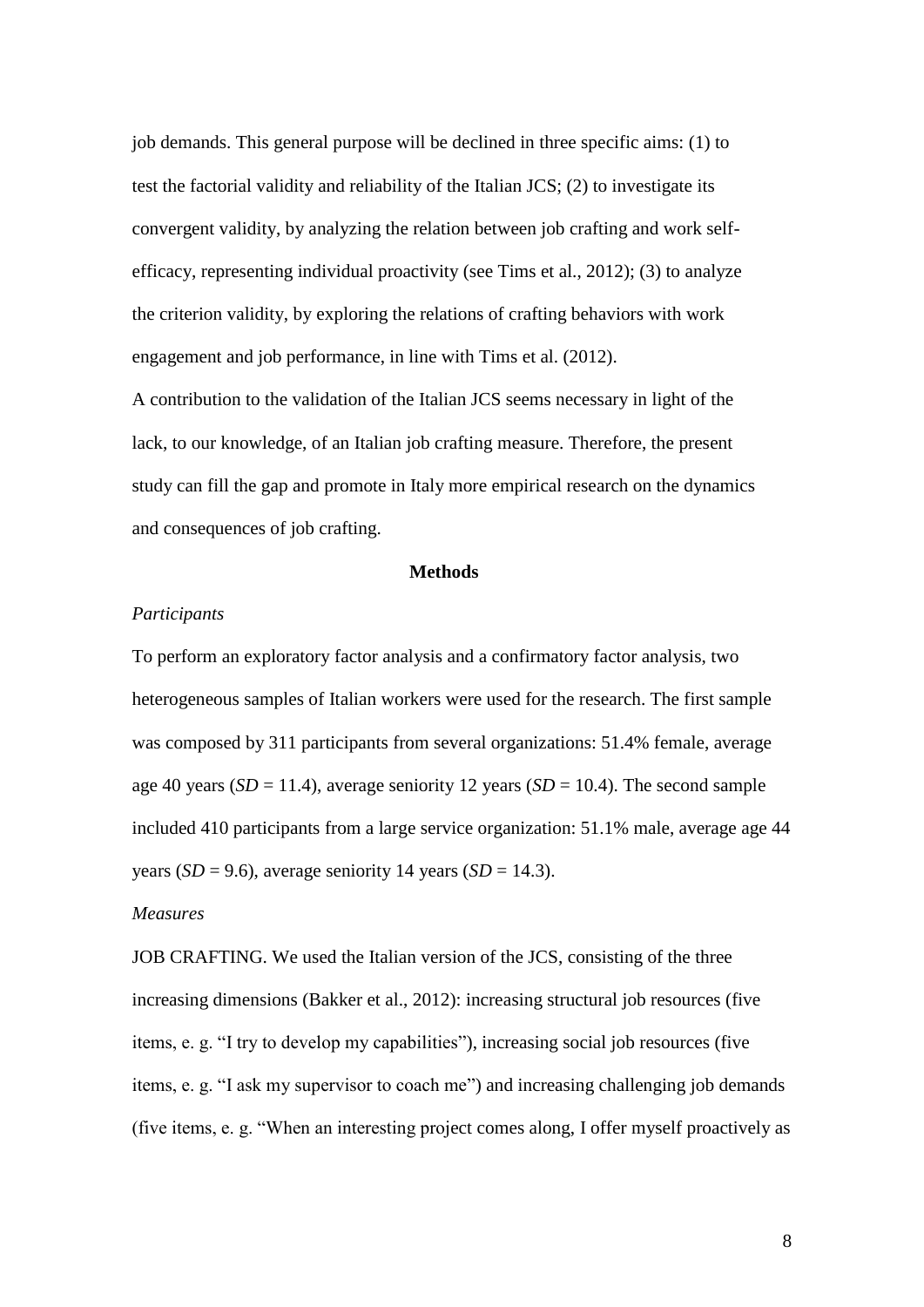job demands. This general purpose will be declined in three specific aims: (1) to test the factorial validity and reliability of the Italian JCS; (2) to investigate its convergent validity, by analyzing the relation between job crafting and work self-efficacy, representing individual proactivity (see Tims et al., 2012); (3) to analyze the criterion validity, by exploring the relations of crafting behaviors with work engagement and job performance, in line with Tims et al. (2012).

A contribution to the validation of the Italian JCS seems necessary in light of the lack, to our knowledge, of an Italian job crafting measure. Therefore, the present study can fill the gap and promote in Italy more empirical research on the dynamics and consequences of job crafting.

## Methods

*Participants*

To perform an exploratory factor analysis and a confirmatory factor analysis, two heterogeneous samples of Italian workers were used for the research. The first sample was composed by 311 participants from several organizations: 51.4% female, average age 40 years (*SD* = 11.4), average seniority 12 years (*SD* = 10.4). The second sample included 410 participants from a large service organization: 51.1% male, average age 44 years (*SD* = 9.6), average seniority 14 years (*SD* = 14.3).

*Measures*

JOB CRAFTING. We used the Italian version of the JCS, consisting of the three increasing dimensions (Bakker et al., 2012): increasing structural job resources (five items, e. g. "I try to develop my capabilities"), increasing social job resources (five items, e. g. "I ask my supervisor to coach me") and increasing challenging job demands (five items, e. g. "When an interesting project comes along, I offer myself proactively as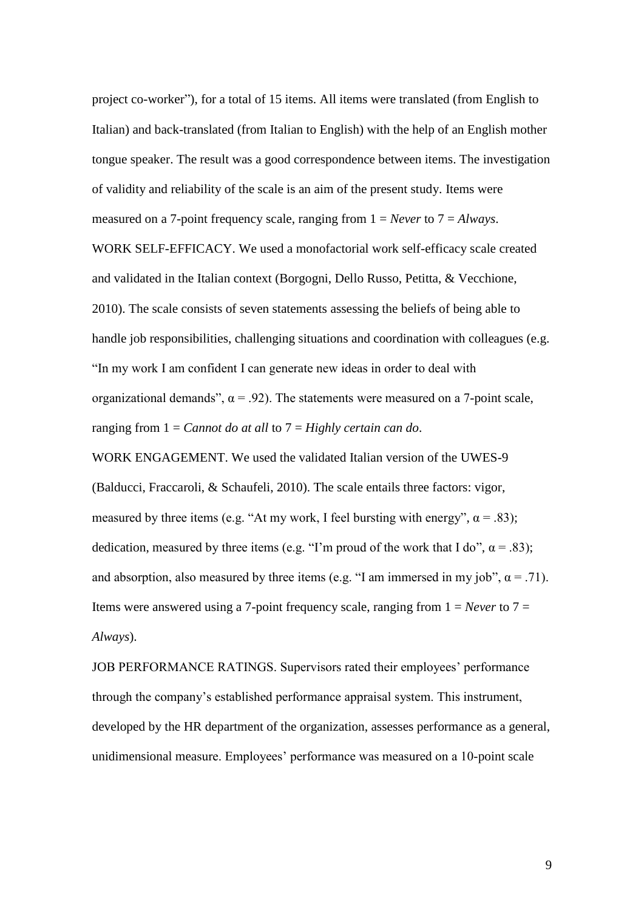project co-worker"), for a total of 15 items. All items were translated (from English to Italian) and back-translated (from Italian to English) with the help of an English mother tongue speaker. The result was a good correspondence between items. The investigation of validity and reliability of the scale is an aim of the present study. Items were measured on a 7-point frequency scale, ranging from 1 = *Never* to 7 = *Always*.

WORK SELF-EFFICACY. We used a monofactorial work self-efficacy scale created and validated in the Italian context (Borgogni, Dello Russo, Petitta, & Vecchione, 2010). The scale consists of seven statements assessing the beliefs of being able to handle job responsibilities, challenging situations and coordination with colleagues (e.g. "In my work I am confident I can generate new ideas in order to deal with organizational demands", $\alpha = .92$). The statements were measured on a 7-point scale, ranging from 1 = *Cannot do at all* to 7 = *Highly certain can do*.

WORK ENGAGEMENT. We used the validated Italian version of the UWES-9 (Balducci, Fraccaroli, & Schaufeli, 2010). The scale entails three factors: vigor, measured by three items (e.g. "At my work, I feel bursting with energy", $\alpha = .83$); dedication, measured by three items (e.g. "I'm proud of the work that I do", $\alpha = .83$); and absorption, also measured by three items (e.g. "I am immersed in my job", $\alpha = .71$). Items were answered using a 7-point frequency scale, ranging from 1 = *Never* to 7 = *Always*).

JOB PERFORMANCE RATINGS. Supervisors rated their employees' performance through the company's established performance appraisal system. This instrument, developed by the HR department of the organization, assesses performance as a general, unidimensional measure. Employees' performance was measured on a 10-point scale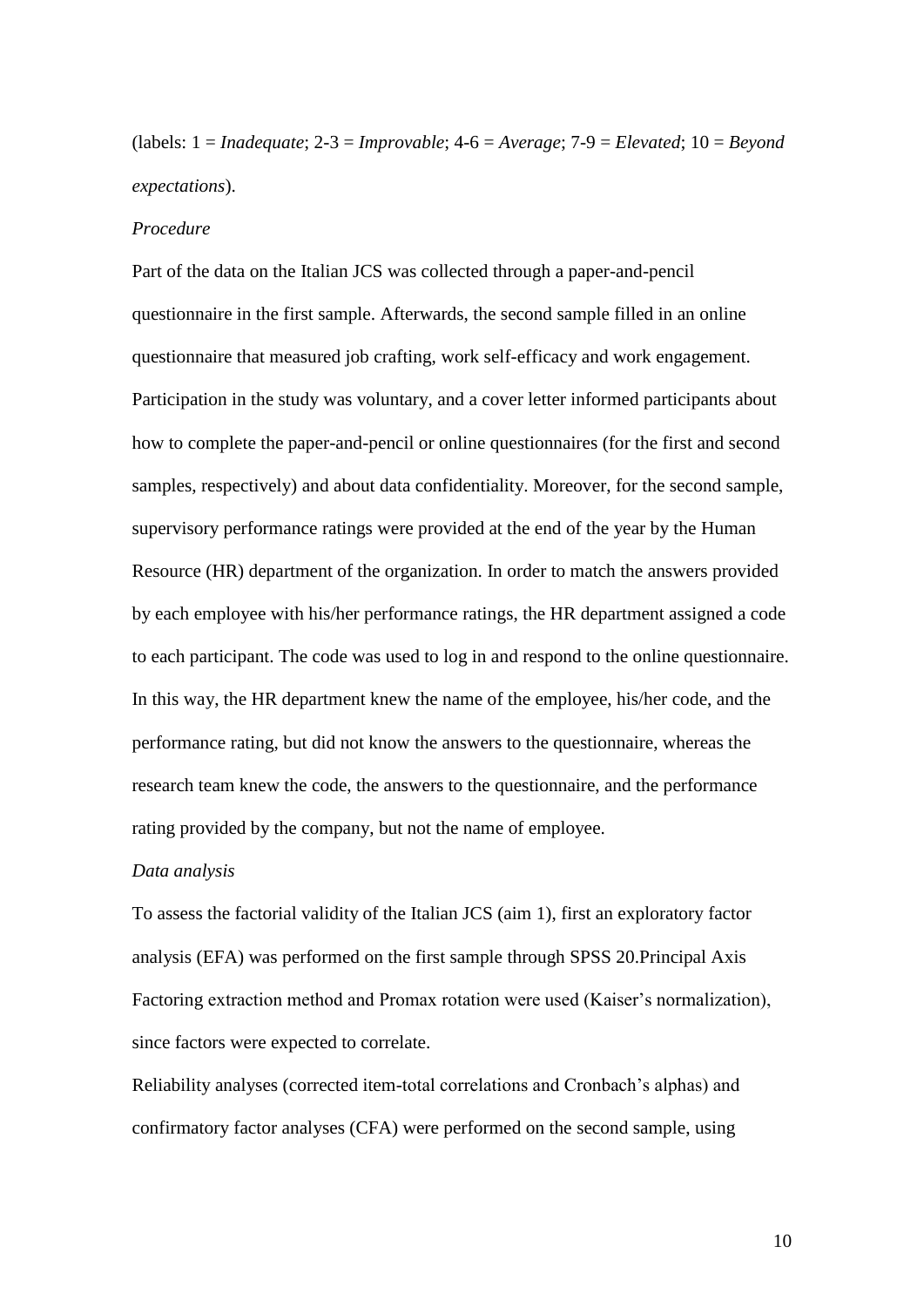(labels: 1 = *Inadequate*; 2-3 = *Improvable*; 4-6 = *Average*; 7-9 = *Elevated*; 10 = *Beyond expectations*).

*Procedure*

Part of the data on the Italian JCS was collected through a paper-and-pencil questionnaire in the first sample. Afterwards, the second sample filled in an online questionnaire that measured job crafting, work self-efficacy and work engagement. Participation in the study was voluntary, and a cover letter informed participants about how to complete the paper-and-pencil or online questionnaires (for the first and second samples, respectively) and about data confidentiality. Moreover, for the second sample, supervisory performance ratings were provided at the end of the year by the Human Resource (HR) department of the organization. In order to match the answers provided by each employee with his/her performance ratings, the HR department assigned a code to each participant. The code was used to log in and respond to the online questionnaire. In this way, the HR department knew the name of the employee, his/her code, and the performance rating, but did not know the answers to the questionnaire, whereas the research team knew the code, the answers to the questionnaire, and the performance rating provided by the company, but not the name of employee.

*Data analysis*

To assess the factorial validity of the Italian JCS (aim 1), first an exploratory factor analysis (EFA) was performed on the first sample through SPSS 20.Principal Axis Factoring extraction method and Promax rotation were used (Kaiser's normalization), since factors were expected to correlate.

Reliability analyses (corrected item-total correlations and Cronbach's alphas) and confirmatory factor analyses (CFA) were performed on the second sample, using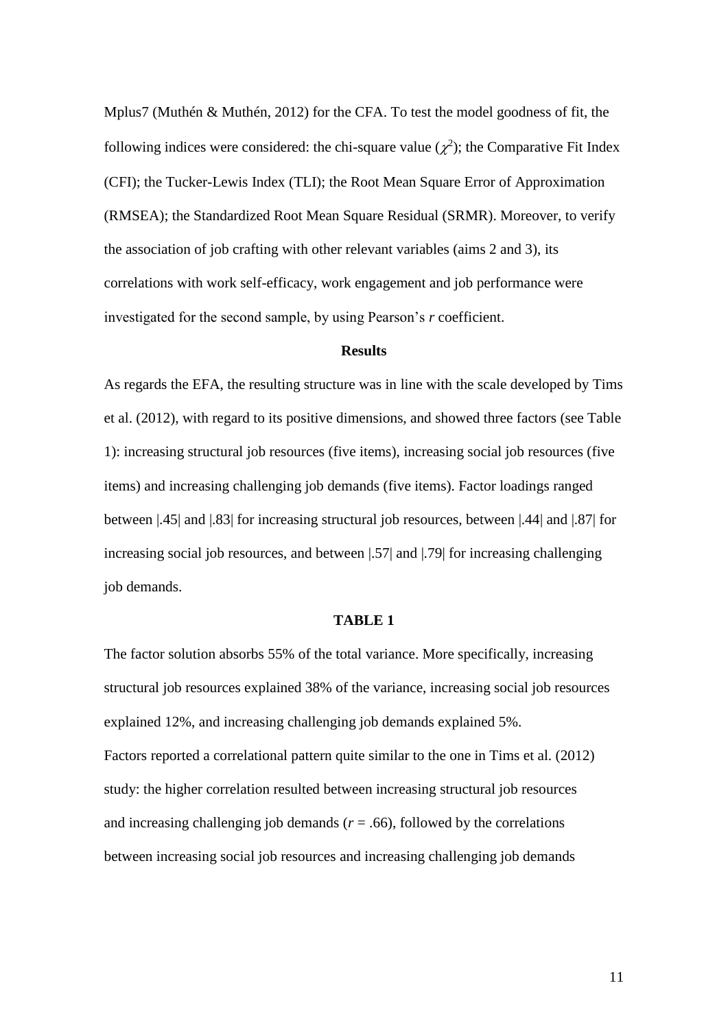Mplus7 (Muthén & Muthén, 2012) for the CFA. To test the model goodness of fit, the following indices were considered: the chi-square value ($\chi^2$); the Comparative Fit Index (CFI); the Tucker-Lewis Index (TLI); the Root Mean Square Error of Approximation (RMSEA); the Standardized Root Mean Square Residual (SRMR). Moreover, to verify the association of job crafting with other relevant variables (aims 2 and 3), its correlations with work self-efficacy, work engagement and job performance were investigated for the second sample, by using Pearson's *r* coefficient.

## Results

As regards the EFA, the resulting structure was in line with the scale developed by Tims et al. (2012), with regard to its positive dimensions, and showed three factors (see Table 1): increasing structural job resources (five items), increasing social job resources (five items) and increasing challenging job demands (five items). Factor loadings ranged between |.45| and |.83| for increasing structural job resources, between |.44| and |.87| for increasing social job resources, and between |.57| and |.79| for increasing challenging job demands.

**TABLE 1**

The factor solution absorbs 55% of the total variance. More specifically, increasing structural job resources explained 38% of the variance, increasing social job resources explained 12%, and increasing challenging job demands explained 5%.

Factors reported a correlational pattern quite similar to the one in Tims et al. (2012) study: the higher correlation resulted between increasing structural job resources and increasing challenging job demands ($r$ = .66), followed by the correlations between increasing social job resources and increasing challenging job demands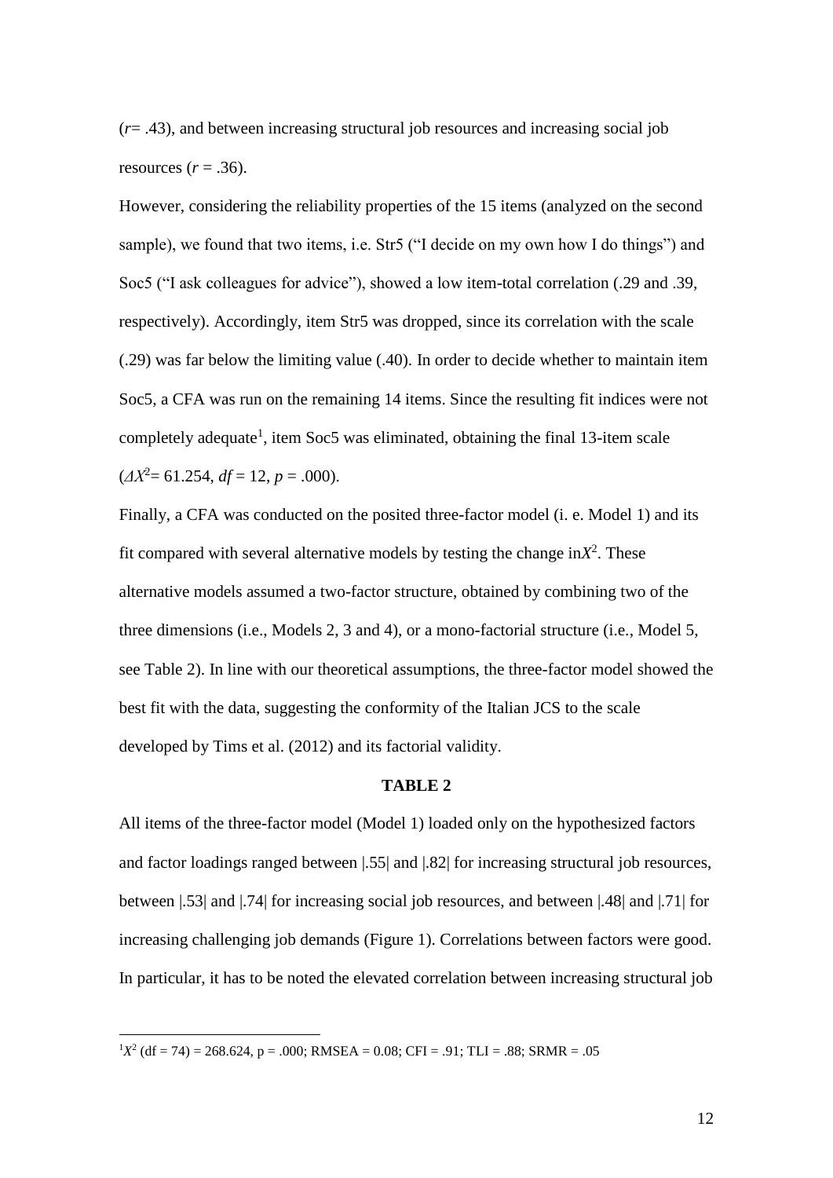(*r*= .43), and between increasing structural job resources and increasing social job resources (*r* = .36).

However, considering the reliability properties of the 15 items (analyzed on the second sample), we found that two items, i.e. Str5 ("I decide on my own how I do things") and Soc5 ("I ask colleagues for advice"), showed a low item-total correlation (.29 and .39, respectively). Accordingly, item Str5 was dropped, since its correlation with the scale (.29) was far below the limiting value (.40). In order to decide whether to maintain item Soc5, a CFA was run on the remaining 14 items. Since the resulting fit indices were not completely adequate[1], item Soc5 was eliminated, obtaining the final 13-item scale ($\Delta X^2$= 61.254, *df* = 12, *p* = .000).

Finally, a CFA was conducted on the posited three-factor model (i. e. Model 1) and its fit compared with several alternative models by testing the change in$X^2$. These alternative models assumed a two-factor structure, obtained by combining two of the three dimensions (i.e., Models 2, 3 and 4), or a mono-factorial structure (i.e., Model 5, see Table 2). In line with our theoretical assumptions, the three-factor model showed the best fit with the data, suggesting the conformity of the Italian JCS to the scale developed by Tims et al. (2012) and its factorial validity.

**TABLE 2**

All items of the three-factor model (Model 1) loaded only on the hypothesized factors and factor loadings ranged between |.55| and |.82| for increasing structural job resources, between |.53| and |.74| for increasing social job resources, and between |.48| and |.71| for increasing challenging job demands (Figure 1). Correlations between factors were good. In particular, it has to be noted the elevated correlation between increasing structural job

[1] $X^2$ (df = 74) = 268.624, p = .000; RMSEA = 0.08; CFI = .91; TLI = .88; SRMR = .05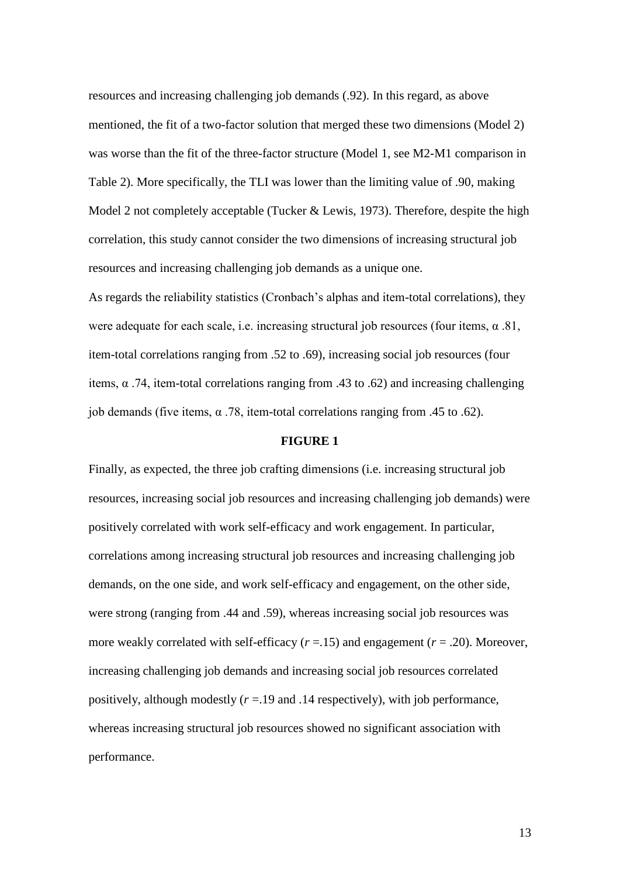resources and increasing challenging job demands (.92). In this regard, as above mentioned, the fit of a two-factor solution that merged these two dimensions (Model 2) was worse than the fit of the three-factor structure (Model 1, see M2-M1 comparison in Table 2). More specifically, the TLI was lower than the limiting value of .90, making Model 2 not completely acceptable (Tucker & Lewis, 1973). Therefore, despite the high correlation, this study cannot consider the two dimensions of increasing structural job resources and increasing challenging job demands as a unique one.

As regards the reliability statistics (Cronbach's alphas and item-total correlations), they were adequate for each scale, i.e. increasing structural job resources (four items, $\alpha$ .81, item-total correlations ranging from .52 to .69), increasing social job resources (four items, $\alpha$ .74, item-total correlations ranging from .43 to .62) and increasing challenging job demands (five items, $\alpha$ .78, item-total correlations ranging from .45 to .62).

**FIGURE 1**

Finally, as expected, the three job crafting dimensions (i.e. increasing structural job resources, increasing social job resources and increasing challenging job demands) were positively correlated with work self-efficacy and work engagement. In particular, correlations among increasing structural job resources and increasing challenging job demands, on the one side, and work self-efficacy and engagement, on the other side, were strong (ranging from .44 and .59), whereas increasing social job resources was more weakly correlated with self-efficacy ($r$ =.15) and engagement ($r$ = .20). Moreover, increasing challenging job demands and increasing social job resources correlated positively, although modestly ($r$ =.19 and .14 respectively), with job performance, whereas increasing structural job resources showed no significant association with performance.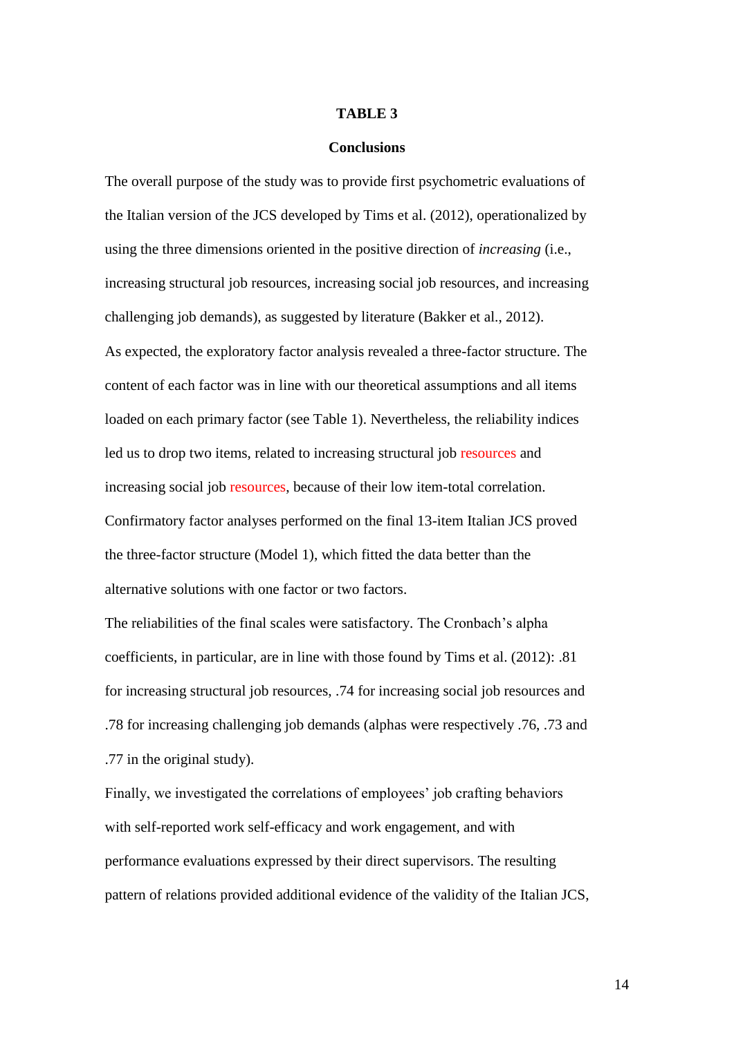**TABLE 3**

## Conclusions

The overall purpose of the study was to provide first psychometric evaluations of the Italian version of the JCS developed by Tims et al. (2012), operationalized by using the three dimensions oriented in the positive direction of *increasing* (i.e., increasing structural job resources, increasing social job resources, and increasing challenging job demands), as suggested by literature (Bakker et al., 2012).

As expected, the exploratory factor analysis revealed a three-factor structure. The content of each factor was in line with our theoretical assumptions and all items loaded on each primary factor (see Table 1). Nevertheless, the reliability indices led us to drop two items, related to increasing structural job resources and increasing social job resources, because of their low item-total correlation. Confirmatory factor analyses performed on the final 13-item Italian JCS proved the three-factor structure (Model 1), which fitted the data better than the alternative solutions with one factor or two factors.

The reliabilities of the final scales were satisfactory. The Cronbach's alpha coefficients, in particular, are in line with those found by Tims et al. (2012): .81 for increasing structural job resources, .74 for increasing social job resources and .78 for increasing challenging job demands (alphas were respectively .76, .73 and .77 in the original study).

Finally, we investigated the correlations of employees' job crafting behaviors with self-reported work self-efficacy and work engagement, and with performance evaluations expressed by their direct supervisors. The resulting pattern of relations provided additional evidence of the validity of the Italian JCS,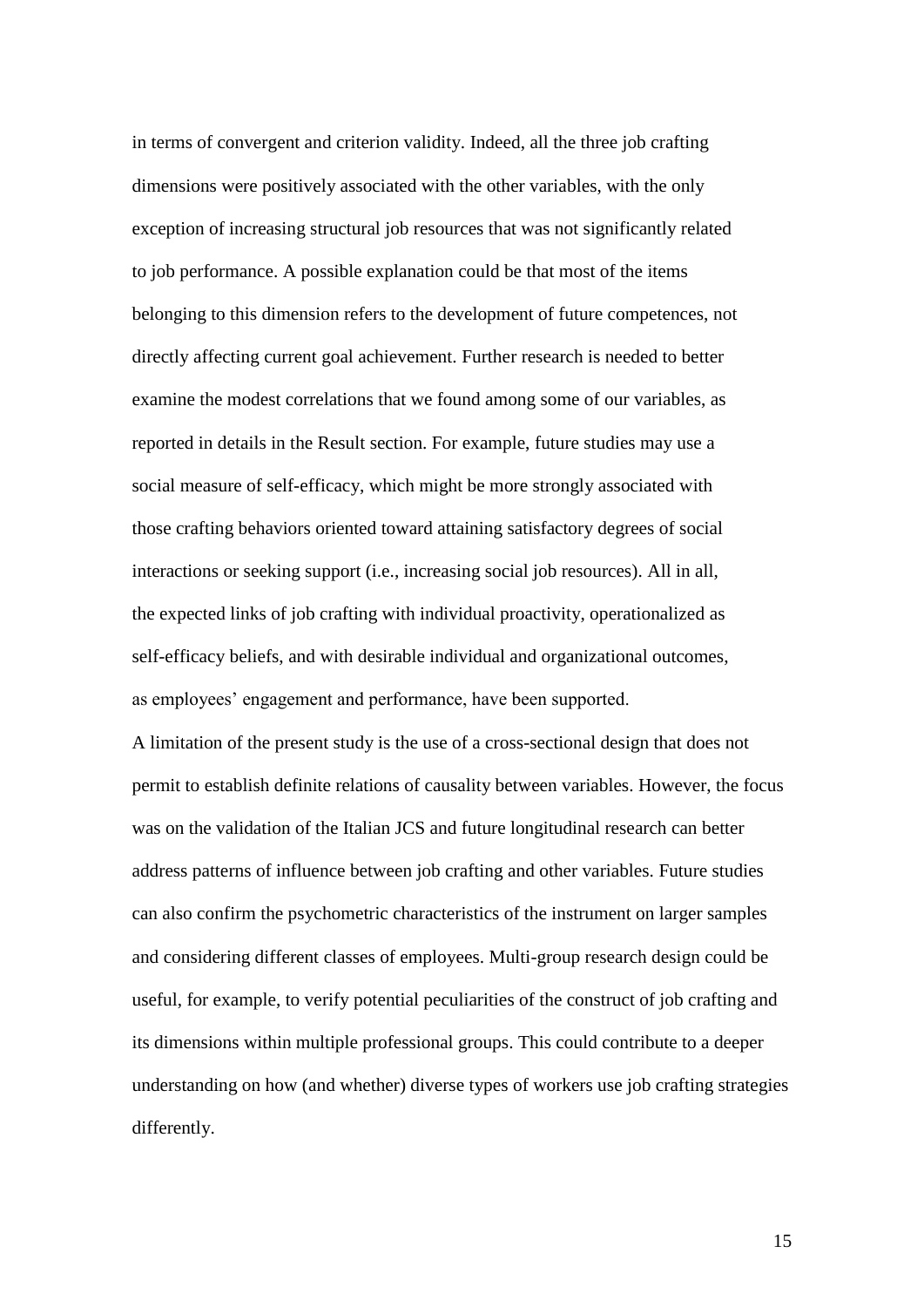in terms of convergent and criterion validity. Indeed, all the three job crafting dimensions were positively associated with the other variables, with the only exception of increasing structural job resources that was not significantly related to job performance. A possible explanation could be that most of the items belonging to this dimension refers to the development of future competences, not directly affecting current goal achievement. Further research is needed to better examine the modest correlations that we found among some of our variables, as reported in details in the Result section. For example, future studies may use a social measure of self-efficacy, which might be more strongly associated with those crafting behaviors oriented toward attaining satisfactory degrees of social interactions or seeking support (i.e., increasing social job resources). All in all, the expected links of job crafting with individual proactivity, operationalized as self-efficacy beliefs, and with desirable individual and organizational outcomes, as employees' engagement and performance, have been supported.

A limitation of the present study is the use of a cross-sectional design that does not permit to establish definite relations of causality between variables. However, the focus was on the validation of the Italian JCS and future longitudinal research can better address patterns of influence between job crafting and other variables. Future studies can also confirm the psychometric characteristics of the instrument on larger samples and considering different classes of employees. Multi-group research design could be useful, for example, to verify potential peculiarities of the construct of job crafting and its dimensions within multiple professional groups. This could contribute to a deeper understanding on how (and whether) diverse types of workers use job crafting strategies differently.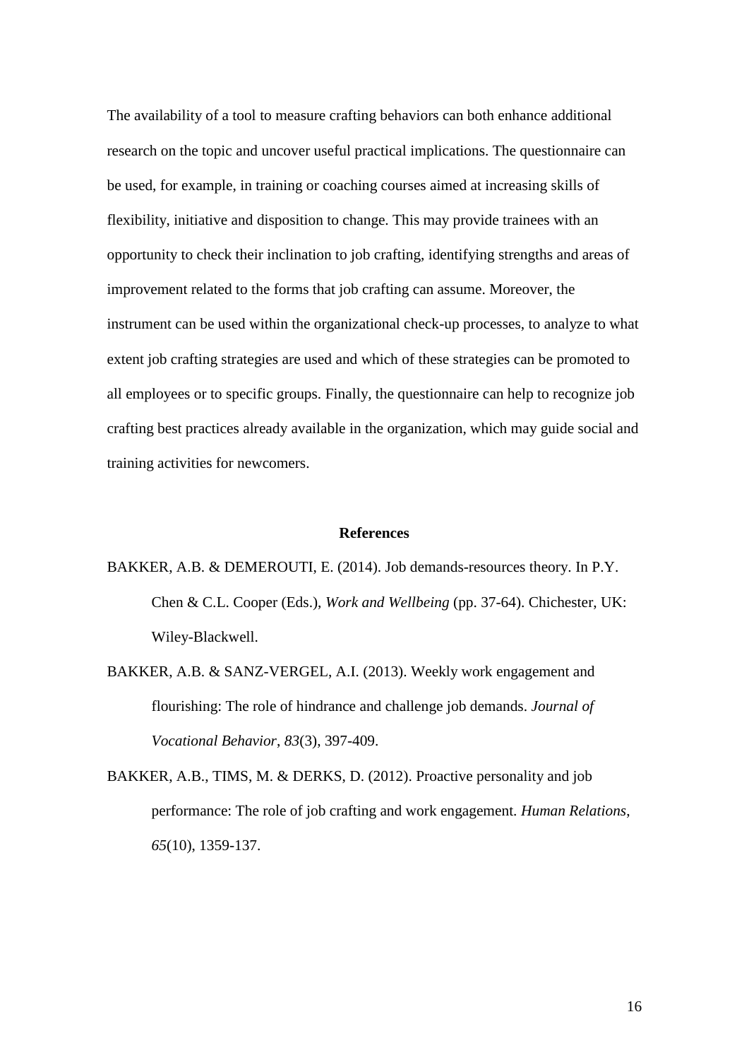The availability of a tool to measure crafting behaviors can both enhance additional research on the topic and uncover useful practical implications. The questionnaire can be used, for example, in training or coaching courses aimed at increasing skills of flexibility, initiative and disposition to change. This may provide trainees with an opportunity to check their inclination to job crafting, identifying strengths and areas of improvement related to the forms that job crafting can assume. Moreover, the instrument can be used within the organizational check-up processes, to analyze to what extent job crafting strategies are used and which of these strategies can be promoted to all employees or to specific groups. Finally, the questionnaire can help to recognize job crafting best practices already available in the organization, which may guide social and training activities for newcomers.

## References

BAKKER, A.B. & DEMEROUTI, E. (2014). Job demands-resources theory. In P.Y. Chen & C.L. Cooper (Eds.), *Work and Wellbeing* (pp. 37-64). Chichester, UK: Wiley-Blackwell.

BAKKER, A.B. & SANZ-VERGEL, A.I. (2013). Weekly work engagement and flourishing: The role of hindrance and challenge job demands. *Journal of Vocational Behavior*, *83*(3), 397-409.

BAKKER, A.B., TIMS, M. & DERKS, D. (2012). Proactive personality and job performance: The role of job crafting and work engagement. *Human Relations*, *65*(10), 1359-137.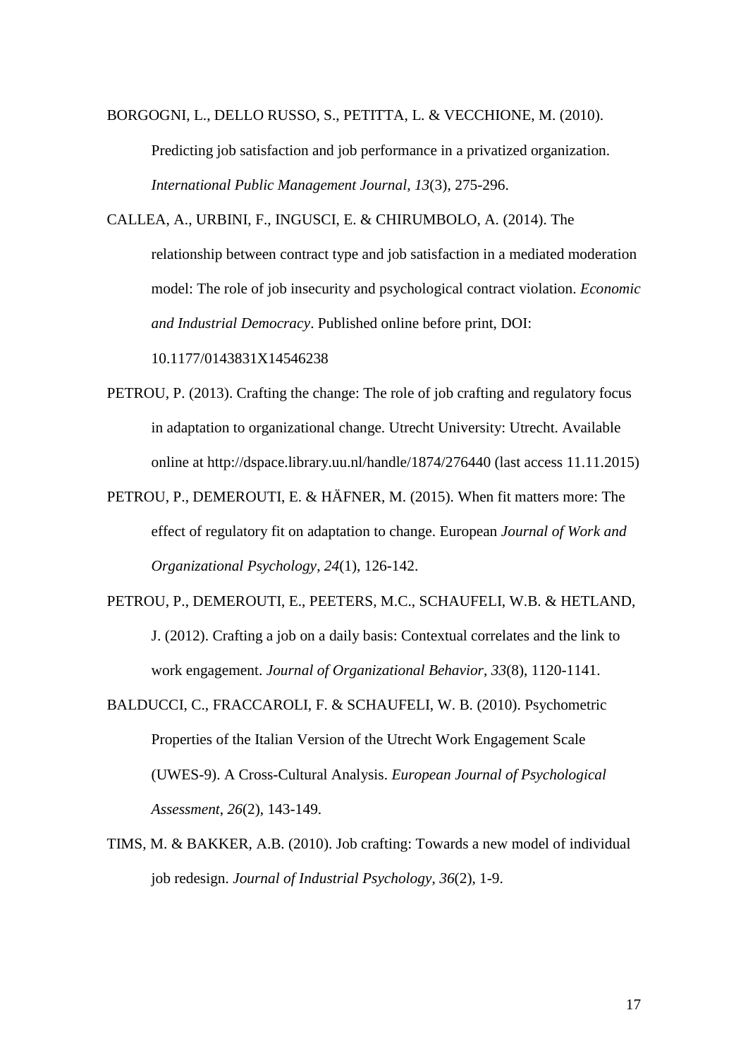BORGOGNI, L., DELLO RUSSO, S., PETITTA, L. & VECCHIONE, M. (2010). Predicting job satisfaction and job performance in a privatized organization. *International Public Management Journal*, *13*(3), 275-296.

CALLEA, A., URBINI, F., INGUSCI, E. & CHIRUMBOLO, A. (2014). The relationship between contract type and job satisfaction in a mediated moderation model: The role of job insecurity and psychological contract violation. *Economic and Industrial Democracy*. Published online before print, DOI: 10.1177/0143831X14546238

PETROU, P. (2013). Crafting the change: The role of job crafting and regulatory focus in adaptation to organizational change. Utrecht University: Utrecht. Available online at http://dspace.library.uu.nl/handle/1874/276440 (last access 11.11.2015)

PETROU, P., DEMEROUTI, E. & HÄFNER, M. (2015). When fit matters more: The effect of regulatory fit on adaptation to change. European *Journal of Work and Organizational Psychology*, *24*(1), 126-142.

PETROU, P., DEMEROUTI, E., PEETERS, M.C., SCHAUFELI, W.B. & HETLAND, J. (2012). Crafting a job on a daily basis: Contextual correlates and the link to work engagement. *Journal of Organizational Behavior*, *33*(8), 1120-1141.

BALDUCCI, C., FRACCAROLI, F. & SCHAUFELI, W. B. (2010). Psychometric Properties of the Italian Version of the Utrecht Work Engagement Scale (UWES-9). A Cross-Cultural Analysis. *European Journal of Psychological Assessment*, *26*(2), 143-149.

TIMS, M. & BAKKER, A.B. (2010). Job crafting: Towards a new model of individual job redesign. *Journal of Industrial Psychology*, *36*(2), 1-9.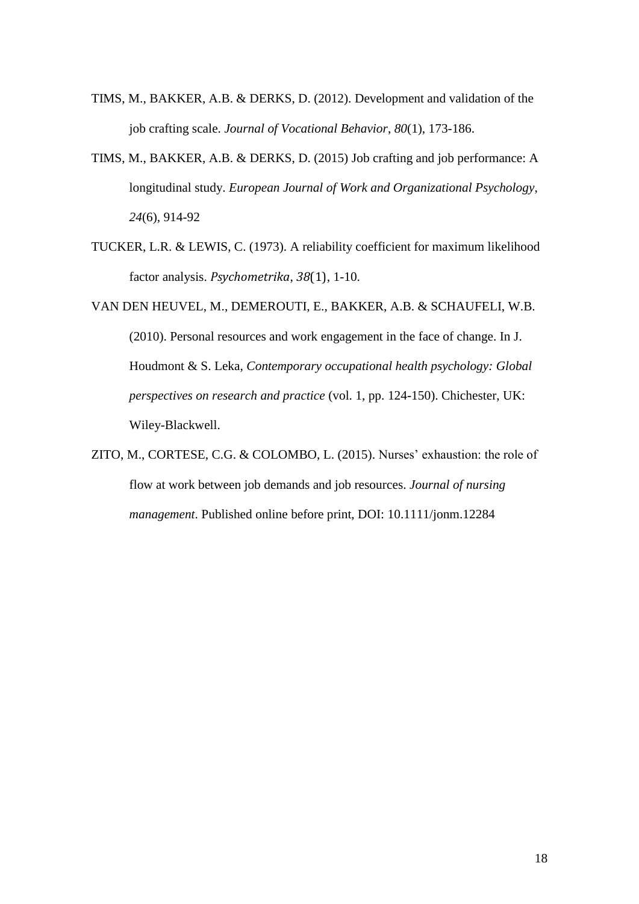TIMS, M., BAKKER, A.B. & DERKS, D. (2012). Development and validation of the job crafting scale. *Journal of Vocational Behavior*, *80*(1), 173-186.

TIMS, M., BAKKER, A.B. & DERKS, D. (2015) Job crafting and job performance: A longitudinal study. *European Journal of Work and Organizational Psychology*, *24*(6), 914-92

TUCKER, L.R. & LEWIS, C. (1973). A reliability coefficient for maximum likelihood factor analysis. *Psychometrika*, *38*(1), 1-10.

VAN DEN HEUVEL, M., DEMEROUTI, E., BAKKER, A.B. & SCHAUFELI, W.B. (2010). Personal resources and work engagement in the face of change. In J. Houdmont & S. Leka, *Contemporary occupational health psychology: Global perspectives on research and practice* (vol. 1, pp. 124-150). Chichester, UK: Wiley-Blackwell.

ZITO, M., CORTESE, C.G. & COLOMBO, L. (2015). Nurses' exhaustion: the role of flow at work between job demands and job resources. *Journal of nursing management*. Published online before print, DOI: 10.1111/jonm.12284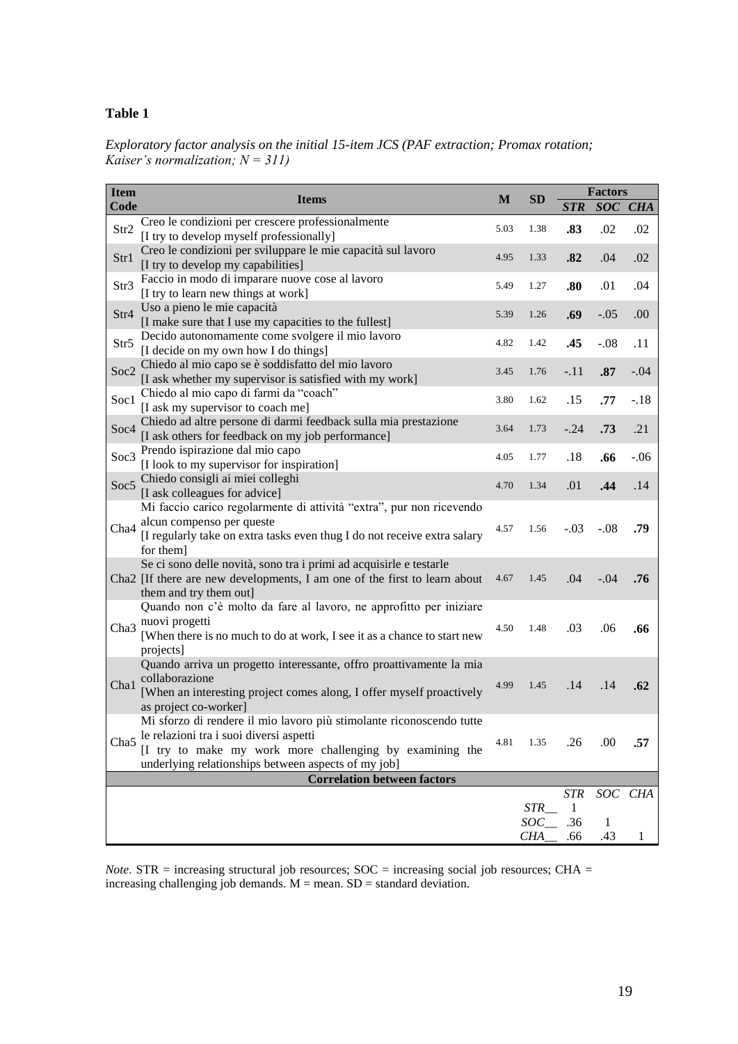**Table 1**

*Exploratory factor analysis on the initial 15-item JCS (PAF extraction; Promax rotation; Kaiser's normalization; N = 311)*

| Item Code | Items | M | SD | Factors | | |
|---|---|---|---|---|---|---|
| | | | | *STR* | *SOC* | *CHA* |
| Str2 | Creo le condizioni per crescere professionalmente [I try to develop myself professionally] | 5.03 | 1.38 | **.83** | .02 | .02 |
| Str1 | Creo le condizioni per sviluppare le mie capacità sul lavoro [I try to develop my capabilities] | 4.95 | 1.33 | **.82** | .04 | .02 |
| Str3 | Faccio in modo di imparare nuove cose al lavoro [I try to learn new things at work] | 5.49 | 1.27 | **.80** | .01 | .04 |
| Str4 | Uso a pieno le mie capacità [I make sure that I use my capacities to the fullest] | 5.39 | 1.26 | **.69** | -.05 | .00 |
| Str5 | Decido autonomamente come svolgere il mio lavoro [I decide on my own how I do things] | 4.82 | 1.42 | **.45** | -.08 | .11 |
| Soc2 | Chiedo al mio capo se è soddisfatto del mio lavoro [I ask whether my supervisor is satisfied with my work] | 3.45 | 1.76 | -.11 | **.87** | -.04 |
| Soc1 | Chiedo al mio capo di farmi da "coach" [I ask my supervisor to coach me] | 3.80 | 1.62 | .15 | **.77** | -.18 |
| Soc4 | Chiedo ad altre persone di darmi feedback sulla mia prestazione [I ask others for feedback on my job performance] | 3.64 | 1.73 | -.24 | **.73** | .21 |
| Soc3 | Prendo ispirazione dal mio capo [I look to my supervisor for inspiration] | 4.05 | 1.77 | .18 | **.66** | -.06 |
| Soc5 | Chiedo consigli ai miei colleghi [I ask colleagues for advice] | 4.70 | 1.34 | .01 | **.44** | .14 |
| Cha4 | Mi faccio carico regolarmente di attività "extra", pur non ricevendo alcun compenso per queste [I regularly take on extra tasks even thug I do not receive extra salary for them] | 4.57 | 1.56 | -.03 | -.08 | **.79** |
| Cha2 | Se ci sono delle novità, sono tra i primi ad acquisirle e testarle [If there are new developments, I am one of the first to learn about them and try them out] | 4.67 | 1.45 | .04 | -.04 | **.76** |
| Cha3 | Quando non c'è molto da fare al lavoro, ne approfitto per iniziare nuovi progetti [When there is no much to do at work, I see it as a chance to start new projects] | 4.50 | 1.48 | .03 | .06 | **.66** |
| Cha1 | Quando arriva un progetto interessante, offro proattivamente la mia collaborazione [When an interesting project comes along, I offer myself proactively as project co-worker] | 4.99 | 1.45 | .14 | .14 | **.62** |
| Cha5 | Mi sforzo di rendere il mio lavoro più stimolante riconoscendo tutte le relazioni tra i suoi diversi aspetti [I try to make my work more challenging by examining the underlying relationships between aspects of my job] | 4.81 | 1.35 | .26 | .00 | **.57** |
| **Correlation between factors** | | | | | | |
| | | | | *STR* | *SOC* | *CHA* |
| | | | *STR__* | 1 | | |
| | | | *SOC__* | .36 | 1 | |
| | | | *CHA__* | .66 | .43 | 1 |

*Note.* STR = increasing structural job resources; SOC = increasing social job resources; CHA = increasing challenging job demands. M = mean. SD = standard deviation.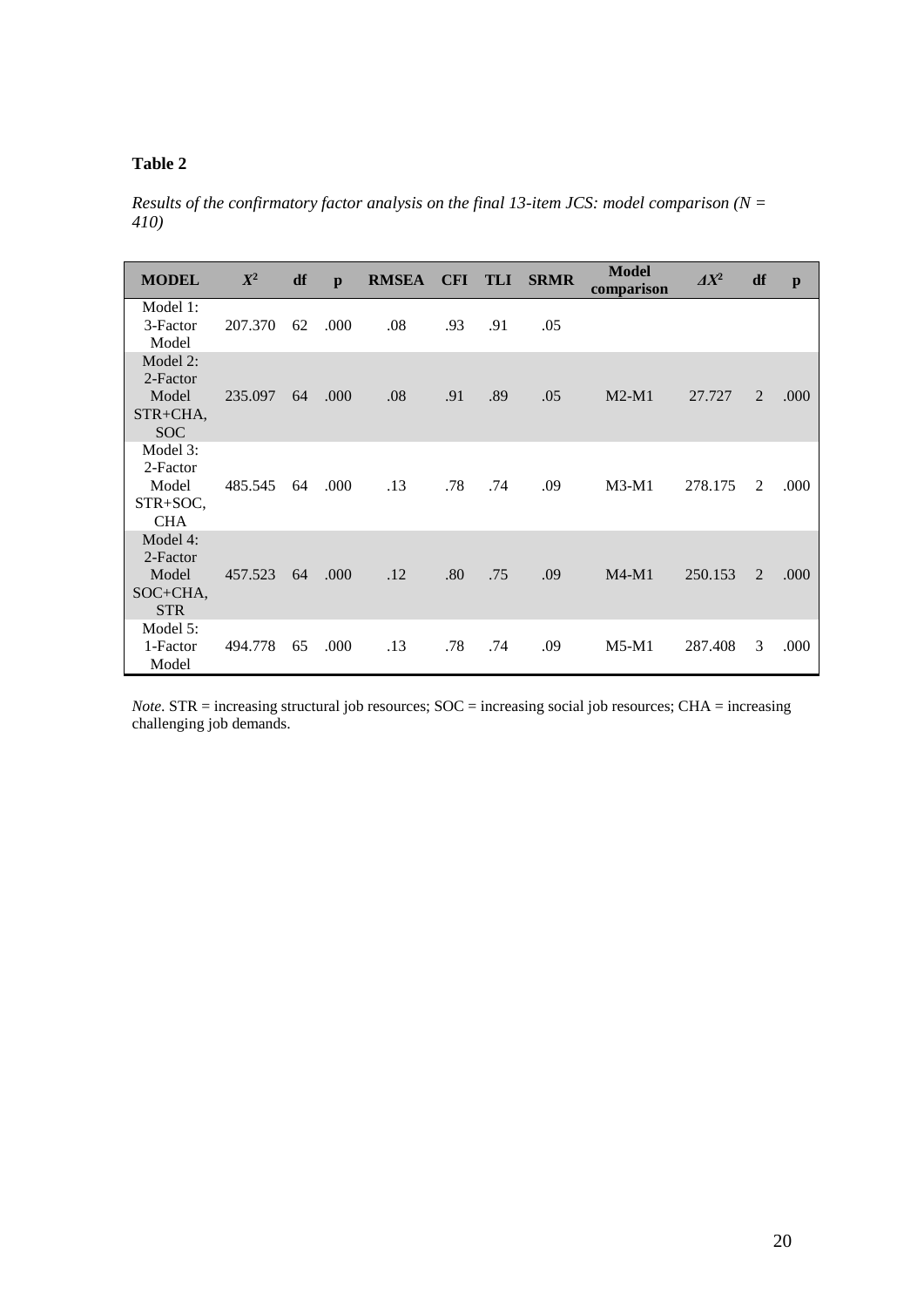**Table 2**

*Results of the confirmatory factor analysis on the final 13-item JCS: model comparison (N = 410)*

| MODEL | $X^2$ | df | p | RMSEA | CFI | TLI | SRMR | Model comparison | $\Delta X^2$ | df | p |
|---|---|---|---|---|---|---|---|---|---|---|---|
| Model 1: 3-Factor Model | 207.370 | 62 | .000 | .08 | .93 | .91 | .05 | | | | |
| Model 2: 2-Factor Model STR+CHA, SOC | 235.097 | 64 | .000 | .08 | .91 | .89 | .05 | M2-M1 | 27.727 | 2 | .000 |
| Model 3: 2-Factor Model STR+SOC, CHA | 485.545 | 64 | .000 | .13 | .78 | .74 | .09 | M3-M1 | 278.175 | 2 | .000 |
| Model 4: 2-Factor Model SOC+CHA, STR | 457.523 | 64 | .000 | .12 | .80 | .75 | .09 | M4-M1 | 250.153 | 2 | .000 |
| Model 5: 1-Factor Model | 494.778 | 65 | .000 | .13 | .78 | .74 | .09 | M5-M1 | 287.408 | 3 | .000 |

*Note.* STR = increasing structural job resources; SOC = increasing social job resources; CHA = increasing challenging job demands.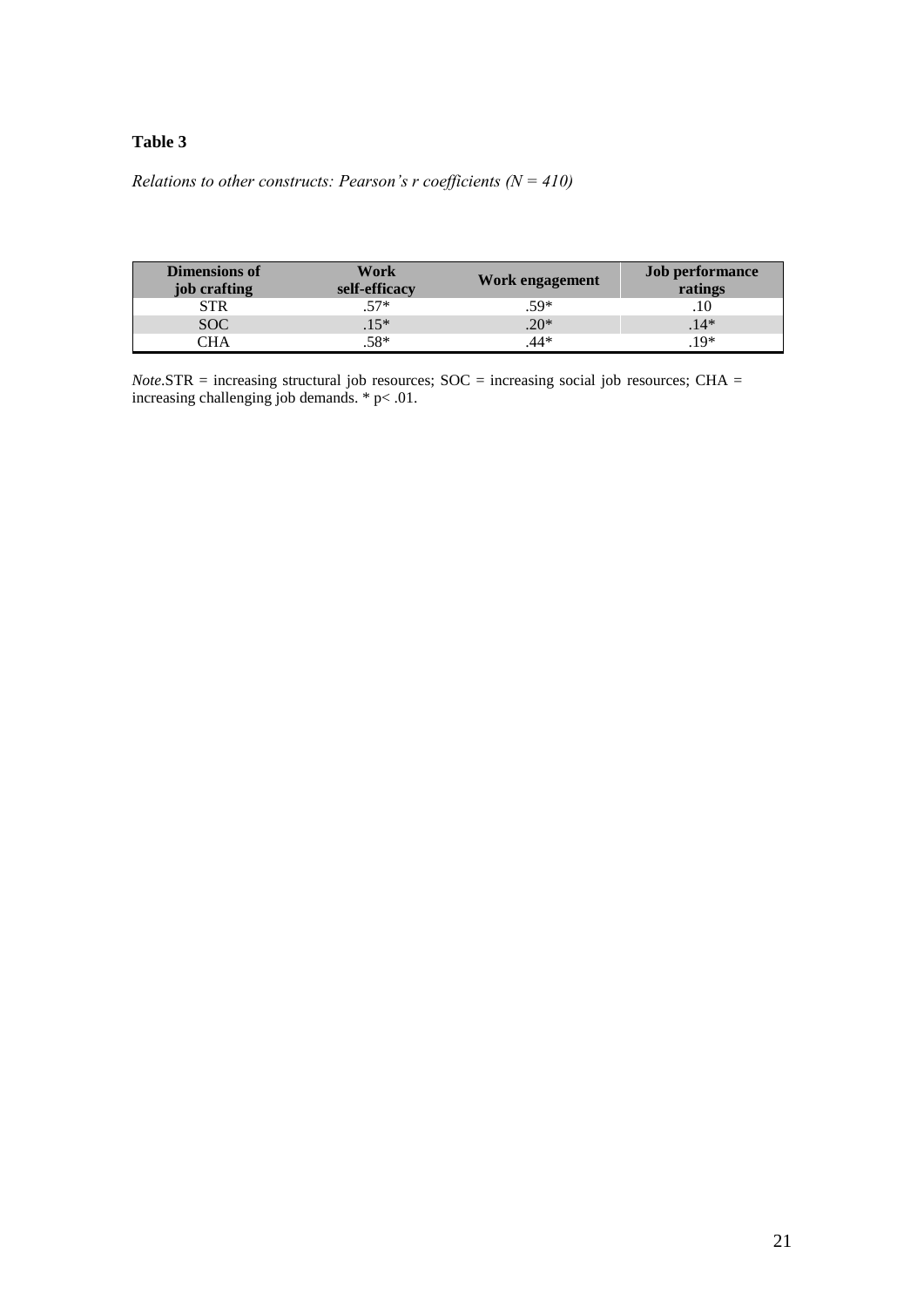**Table 3**

*Relations to other constructs: Pearson's r coefficients (N = 410)*

| Dimensions of job crafting | Work self-efficacy | Work engagement | Job performance ratings |
|---|---|---|---|
| STR | .57* | .59* | .10 |
| SOC | .15* | .20* | .14* |
| CHA | .58* | .44* | .19* |

*Note*.STR = increasing structural job resources; SOC = increasing social job resources; CHA = increasing challenging job demands. * $p < .01$.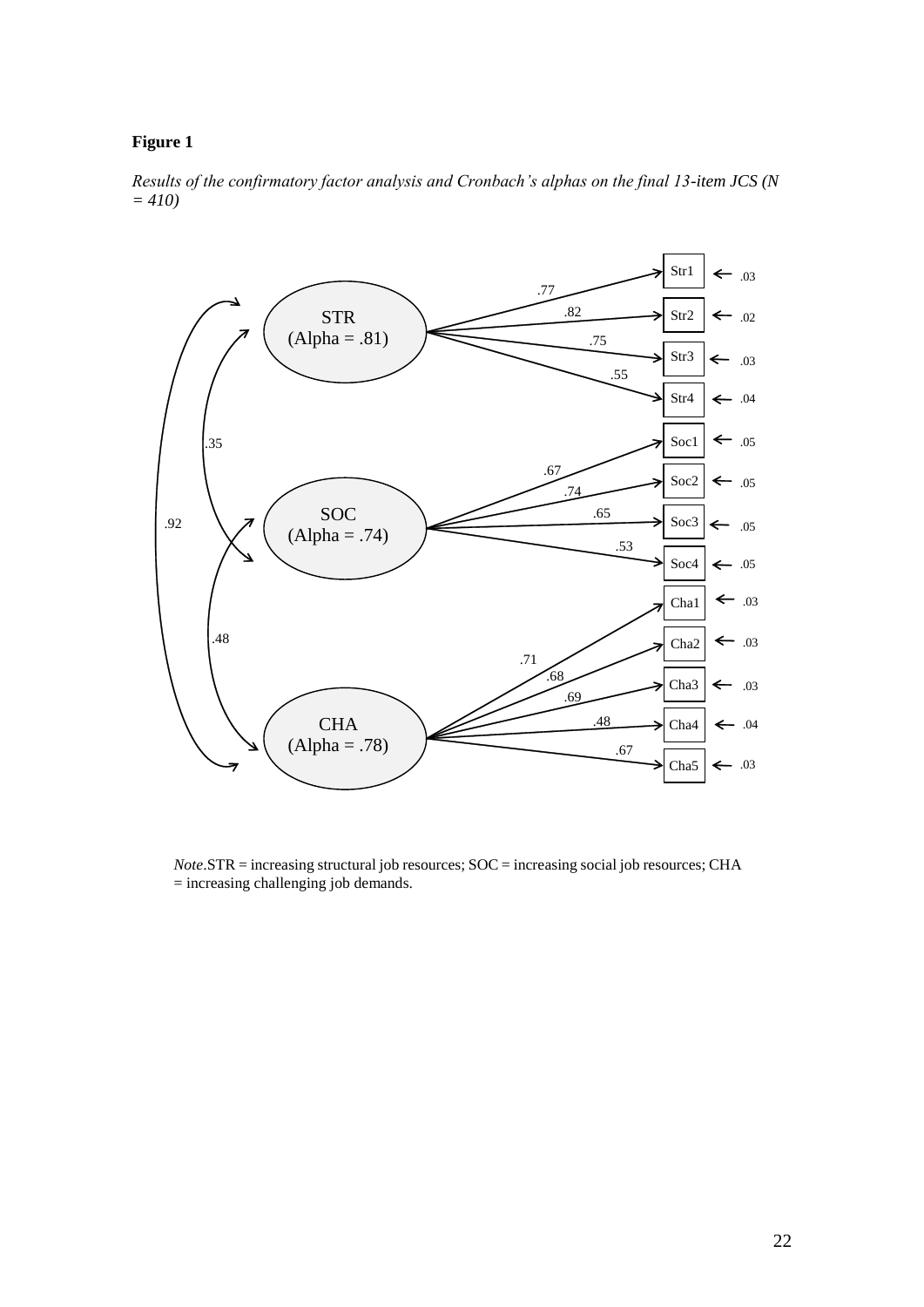**Figure 1**

*Results of the confirmatory factor analysis and Cronbach's alphas on the final 13-item JCS (N = 410)*

STR
(Alpha = .81)

SOC
(Alpha = .74)

CHA
(Alpha = .78)

.35
.92
.48

.77
.82
.75
.55

.67
.74
.65
.53

.71
.68
.69
.48
.67

Str1 .03
Str2 .02
Str3 .03
Str4 .04
Soc1 .05
Soc2 .05
Soc3 .05
Soc4 .05
Cha1 .03
Cha2 .03
Cha3 .03
Cha4 .04
Cha5 .03

*Note*.STR = increasing structural job resources; SOC = increasing social job resources; CHA = increasing challenging job demands.